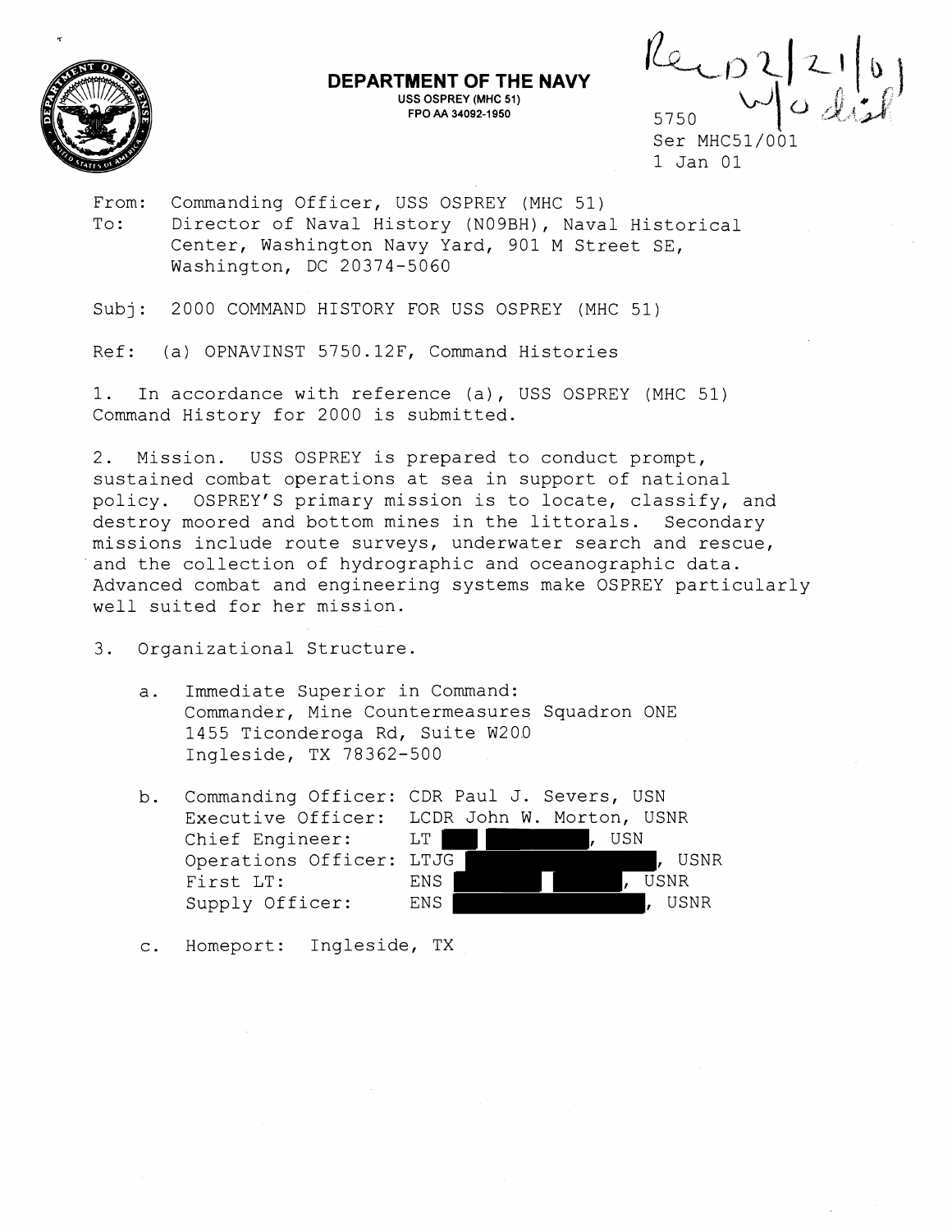**DEPARTMENT OF THE NAVY**
USS OSPREY (MHC 51)
FPO AA 34092-1950

Rec 02/21/01 w/o encl

5750
Ser MHC51/001
1 Jan 01

From: Commanding Officer, USS OSPREY (MHC 51)
To: Director of Naval History (N09BH), Naval Historical Center, Washington Navy Yard, 901 M Street SE, Washington, DC 20374-5060

Subj: 2000 COMMAND HISTORY FOR USS OSPREY (MHC 51)

Ref: (a) OPNAVINST 5750.12F, Command Histories

1. In accordance with reference (a), USS OSPREY (MHC 51) Command History for 2000 is submitted.

2. Mission. USS OSPREY is prepared to conduct prompt, sustained combat operations at sea in support of national policy. OSPREY'S primary mission is to locate, classify, and destroy moored and bottom mines in the littorals. Secondary missions include route surveys, underwater search and rescue, and the collection of hydrographic and oceanographic data. Advanced combat and engineering systems make OSPREY particularly well suited for her mission.

3. Organizational Structure.

   a. Immediate Superior in Command:
   Commander, Mine Countermeasures Squadron ONE
   1455 Ticonderoga Rd, Suite W200
   Ingleside, TX 78362-500

   b. Commanding Officer: CDR Paul J. Severs, USN
   Executive Officer: LCDR John W. Morton, USNR
   Chief Engineer: LT [REDACTED], USN
   Operations Officer: LTJG [REDACTED], USNR
   First LT: ENS [REDACTED], USNR
   Supply Officer: ENS [REDACTED], USNR

   c. Homeport: Ingleside, TX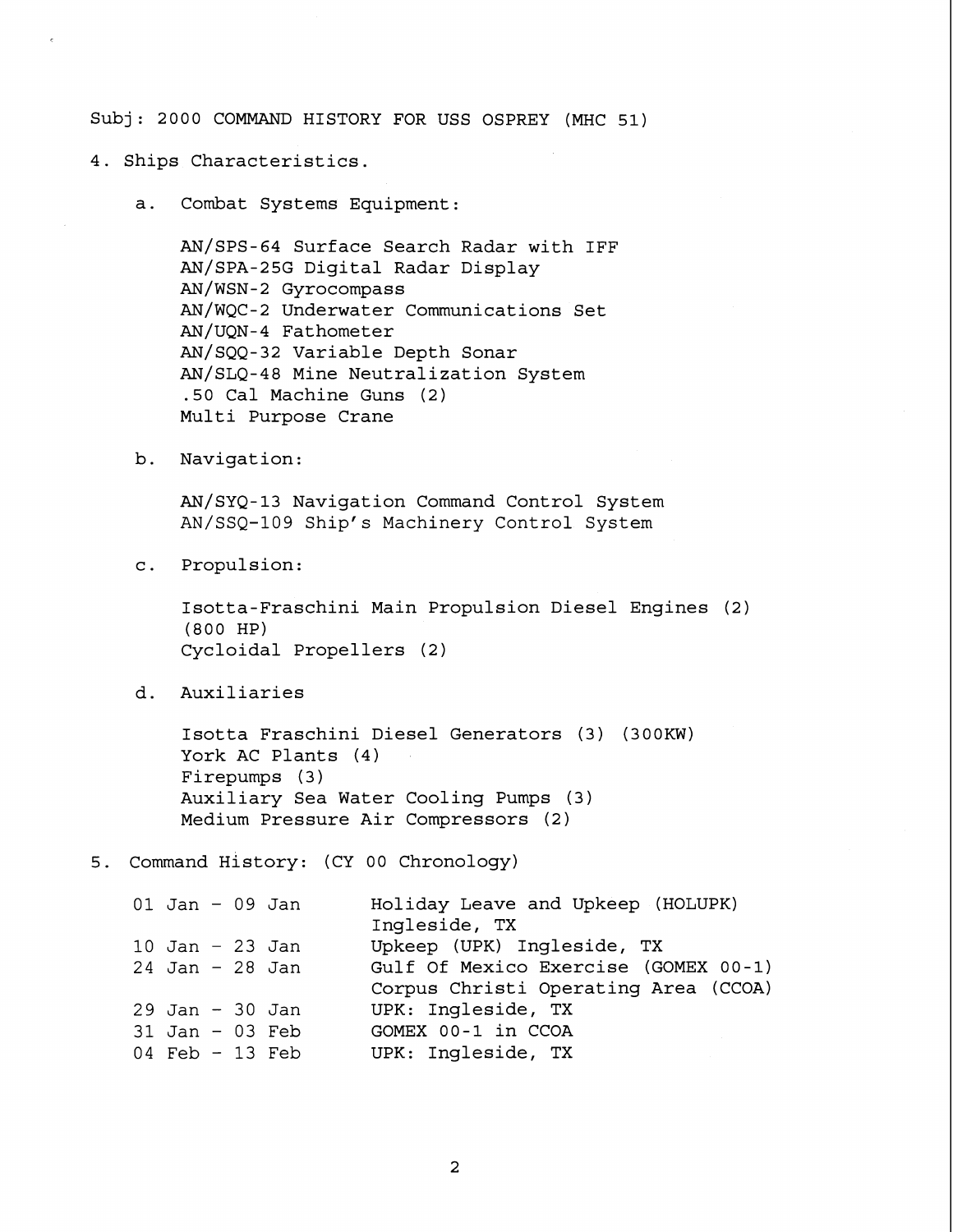Subj: 2000 COMMAND HISTORY FOR USS OSPREY (MHC 51)

4. Ships Characteristics.

   a. Combat Systems Equipment:

      AN/SPS-64 Surface Search Radar with IFF
      AN/SPA-25G Digital Radar Display
      AN/WSN-2 Gyrocompass
      AN/WQC-2 Underwater Communications Set
      AN/UQN-4 Fathometer
      AN/SQQ-32 Variable Depth Sonar
      AN/SLQ-48 Mine Neutralization System
      .50 Cal Machine Guns (2)
      Multi Purpose Crane

   b. Navigation:

      AN/SYQ-13 Navigation Command Control System
      AN/SSQ-109 Ship's Machinery Control System

   c. Propulsion:

      Isotta-Fraschini Main Propulsion Diesel Engines (2) (800 HP)
      Cycloidal Propellers (2)

   d. Auxiliaries

      Isotta Fraschini Diesel Generators (3) (300KW)
      York AC Plants (4)
      Firepumps (3)
      Auxiliary Sea Water Cooling Pumps (3)
      Medium Pressure Air Compressors (2)

5. Command History: (CY 00 Chronology)

| | |
|---|---|
| 01 Jan - 09 Jan | Holiday Leave and Upkeep (HOLUPK) Ingleside, TX |
| 10 Jan - 23 Jan | Upkeep (UPK) Ingleside, TX |
| 24 Jan - 28 Jan | Gulf Of Mexico Exercise (GOMEX 00-1) Corpus Christi Operating Area (CCOA) |
| 29 Jan - 30 Jan | UPK: Ingleside, TX |
| 31 Jan - 03 Feb | GOMEX 00-1 in CCOA |
| 04 Feb - 13 Feb | UPK: Ingleside, TX |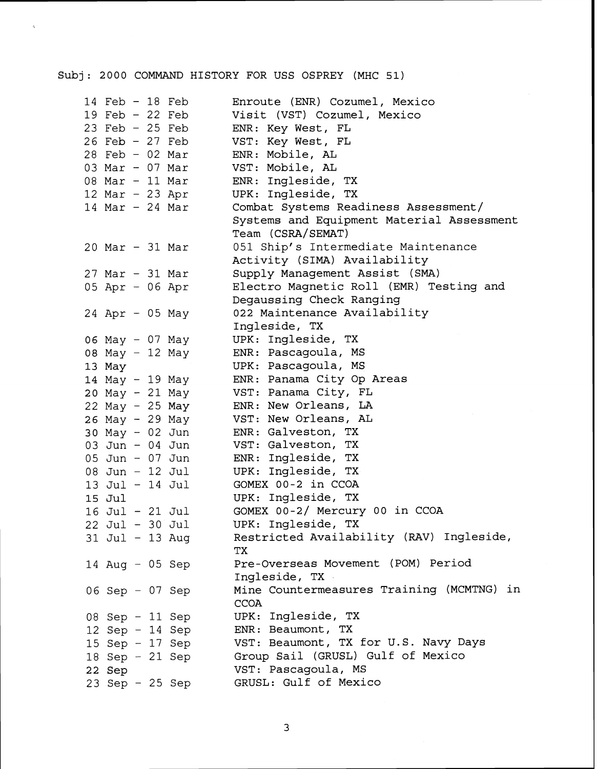Subj: 2000 COMMAND HISTORY FOR USS OSPREY (MHC 51)

| | |
|---|---|
| 14 Feb - 18 Feb | Enroute (ENR) Cozumel, Mexico |
| 19 Feb - 22 Feb | Visit (VST) Cozumel, Mexico |
| 23 Feb - 25 Feb | ENR: Key West, FL |
| 26 Feb - 27 Feb | VST: Key West, FL |
| 28 Feb - 02 Mar | ENR: Mobile, AL |
| 03 Mar - 07 Mar | VST: Mobile, AL |
| 08 Mar - 11 Mar | ENR: Ingleside, TX |
| 12 Mar - 23 Apr | UPK: Ingleside, TX |
| 14 Mar - 24 Mar | Combat Systems Readiness Assessment/ Systems and Equipment Material Assessment Team (CSRA/SEMAT) |
| 20 Mar - 31 Mar | 051 Ship's Intermediate Maintenance Activity (SIMA) Availability |
| 27 Mar - 31 Mar | Supply Management Assist (SMA) |
| 05 Apr - 06 Apr | Electro Magnetic Roll (EMR) Testing and Degaussing Check Ranging |
| 24 Apr - 05 May | 022 Maintenance Availability Ingleside, TX |
| 06 May - 07 May | UPK: Ingleside, TX |
| 08 May - 12 May | ENR: Pascagoula, MS |
| 13 May | UPK: Pascagoula, MS |
| 14 May - 19 May | ENR: Panama City Op Areas |
| 20 May - 21 May | VST: Panama City, FL |
| 22 May - 25 May | ENR: New Orleans, LA |
| 26 May - 29 May | VST: New Orleans, AL |
| 30 May - 02 Jun | ENR: Galveston, TX |
| 03 Jun - 04 Jun | VST: Galveston, TX |
| 05 Jun - 07 Jun | ENR: Ingleside, TX |
| 08 Jun - 12 Jul | UPK: Ingleside, TX |
| 13 Jul - 14 Jul | GOMEX 00-2 in CCOA |
| 15 Jul | UPK: Ingleside, TX |
| 16 Jul - 21 Jul | GOMEX 00-2/ Mercury 00 in CCOA |
| 22 Jul - 30 Jul | UPK: Ingleside, TX |
| 31 Jul - 13 Aug | Restricted Availability (RAV) Ingleside, TX |
| 14 Aug - 05 Sep | Pre-Overseas Movement (POM) Period Ingleside, TX |
| 06 Sep - 07 Sep | Mine Countermeasures Training (MCMTNG) in CCOA |
| 08 Sep - 11 Sep | UPK: Ingleside, TX |
| 12 Sep - 14 Sep | ENR: Beaumont, TX |
| 15 Sep - 17 Sep | VST: Beaumont, TX for U.S. Navy Days |
| 18 Sep - 21 Sep | Group Sail (GRUSL) Gulf of Mexico |
| 22 Sep | VST: Pascagoula, MS |
| 23 Sep - 25 Sep | GRUSL: Gulf of Mexico |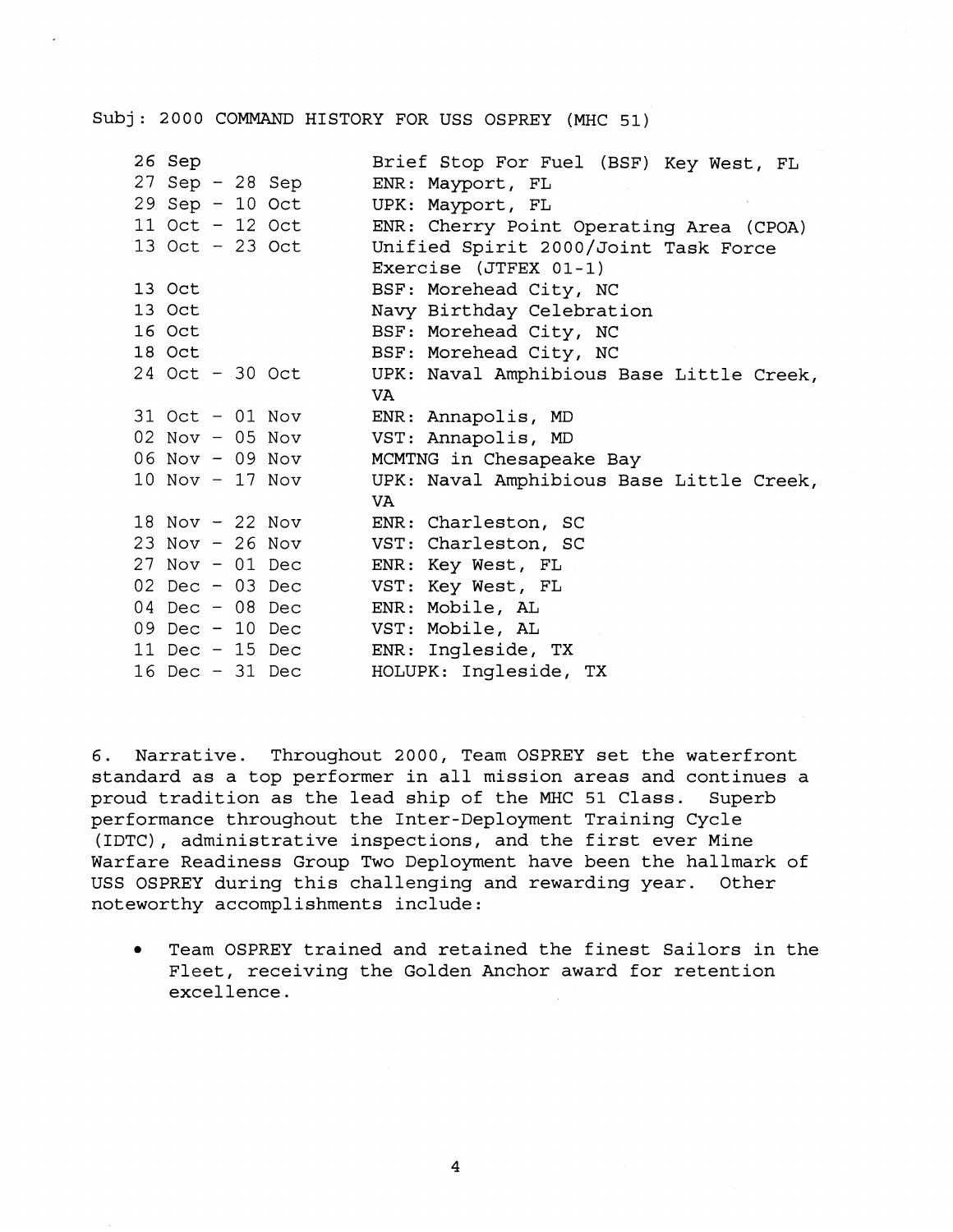Subj: 2000 COMMAND HISTORY FOR USS OSPREY (MHC 51)

| | |
|---|---|
| 26 Sep | Brief Stop For Fuel (BSF) Key West, FL |
| 27 Sep - 28 Sep | ENR: Mayport, FL |
| 29 Sep - 10 Oct | UPK: Mayport, FL |
| 11 Oct - 12 Oct | ENR: Cherry Point Operating Area (CPOA) |
| 13 Oct - 23 Oct | Unified Spirit 2000/Joint Task Force Exercise (JTFEX 01-1) |
| 13 Oct | BSF: Morehead City, NC |
| 13 Oct | Navy Birthday Celebration |
| 16 Oct | BSF: Morehead City, NC |
| 18 Oct | BSF: Morehead City, NC |
| 24 Oct - 30 Oct | UPK: Naval Amphibious Base Little Creek, VA |
| 31 Oct - 01 Nov | ENR: Annapolis, MD |
| 02 Nov - 05 Nov | VST: Annapolis, MD |
| 06 Nov - 09 Nov | MCMTNG in Chesapeake Bay |
| 10 Nov - 17 Nov | UPK: Naval Amphibious Base Little Creek, VA |
| 18 Nov - 22 Nov | ENR: Charleston, SC |
| 23 Nov - 26 Nov | VST: Charleston, SC |
| 27 Nov - 01 Dec | ENR: Key West, FL |
| 02 Dec - 03 Dec | VST: Key West, FL |
| 04 Dec - 08 Dec | ENR: Mobile, AL |
| 09 Dec - 10 Dec | VST: Mobile, AL |
| 11 Dec - 15 Dec | ENR: Ingleside, TX |
| 16 Dec - 31 Dec | HOLUPK: Ingleside, TX |

6. Narrative. Throughout 2000, Team OSPREY set the waterfront standard as a top performer in all mission areas and continues a proud tradition as the lead ship of the MHC 51 Class. Superb performance throughout the Inter-Deployment Training Cycle (IDTC), administrative inspections, and the first ever Mine Warfare Readiness Group Two Deployment have been the hallmark of USS OSPREY during this challenging and rewarding year. Other noteworthy accomplishments include:

- Team OSPREY trained and retained the finest Sailors in the Fleet, receiving the Golden Anchor award for retention excellence.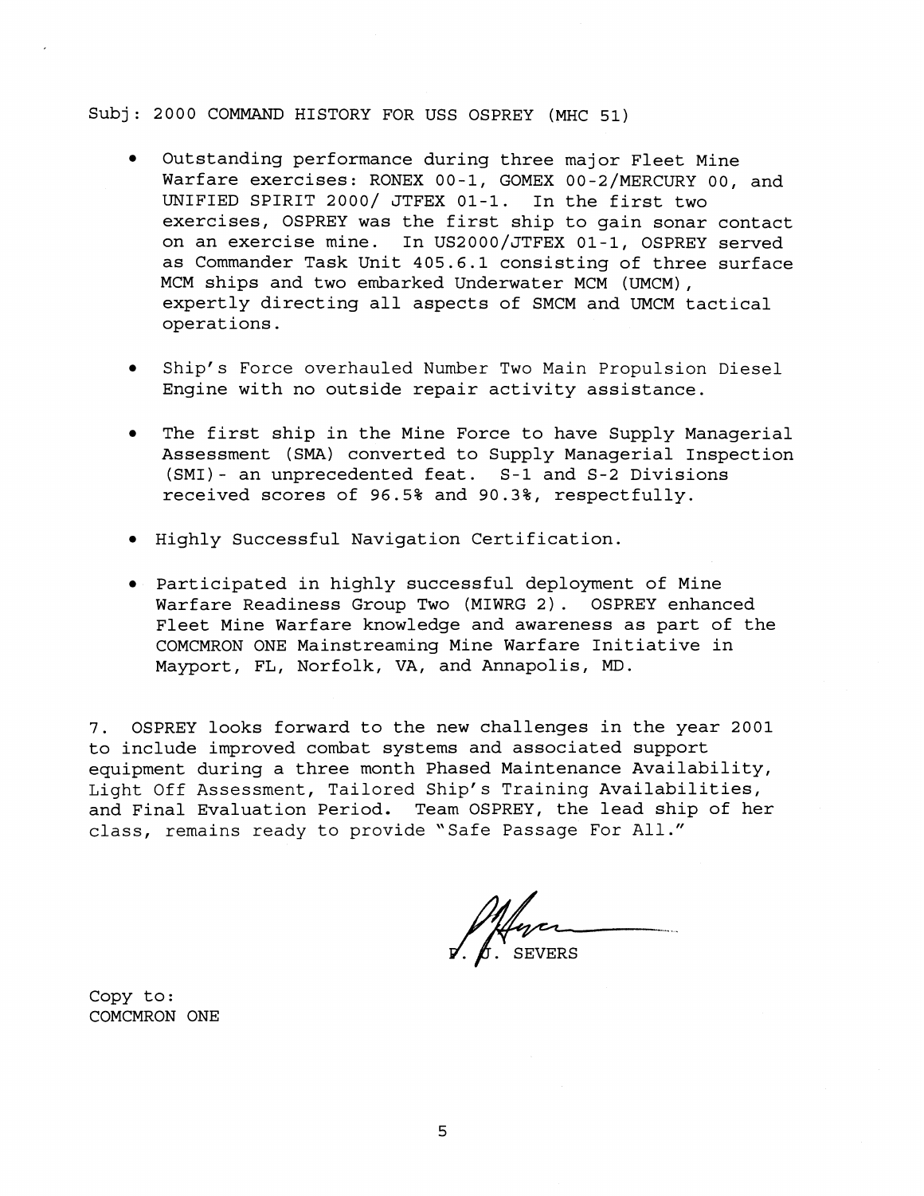Subj: 2000 COMMAND HISTORY FOR USS OSPREY (MHC 51)

- Outstanding performance during three major Fleet Mine Warfare exercises: RONEX 00-1, GOMEX 00-2/MERCURY 00, and UNIFIED SPIRIT 2000/ JTFEX 01-1. In the first two exercises, OSPREY was the first ship to gain sonar contact on an exercise mine. In US2000/JTFEX 01-1, OSPREY served as Commander Task Unit 405.6.1 consisting of three surface MCM ships and two embarked Underwater MCM (UMCM), expertly directing all aspects of SMCM and UMCM tactical operations.

- Ship's Force overhauled Number Two Main Propulsion Diesel Engine with no outside repair activity assistance.

- The first ship in the Mine Force to have Supply Managerial Assessment (SMA) converted to Supply Managerial Inspection (SMI)- an unprecedented feat. S-1 and S-2 Divisions received scores of 96.5% and 90.3%, respectfully.

- Highly Successful Navigation Certification.

- Participated in highly successful deployment of Mine Warfare Readiness Group Two (MIWRG 2). OSPREY enhanced Fleet Mine Warfare knowledge and awareness as part of the COMCMRON ONE Mainstreaming Mine Warfare Initiative in Mayport, FL, Norfolk, VA, and Annapolis, MD.

7. OSPREY looks forward to the new challenges in the year 2001 to include improved combat systems and associated support equipment during a three month Phased Maintenance Availability, Light Off Assessment, Tailored Ship's Training Availabilities, and Final Evaluation Period. Team OSPREY, the lead ship of her class, remains ready to provide "Safe Passage For All."

P. J. SEVERS

Copy to:
COMCMRON ONE